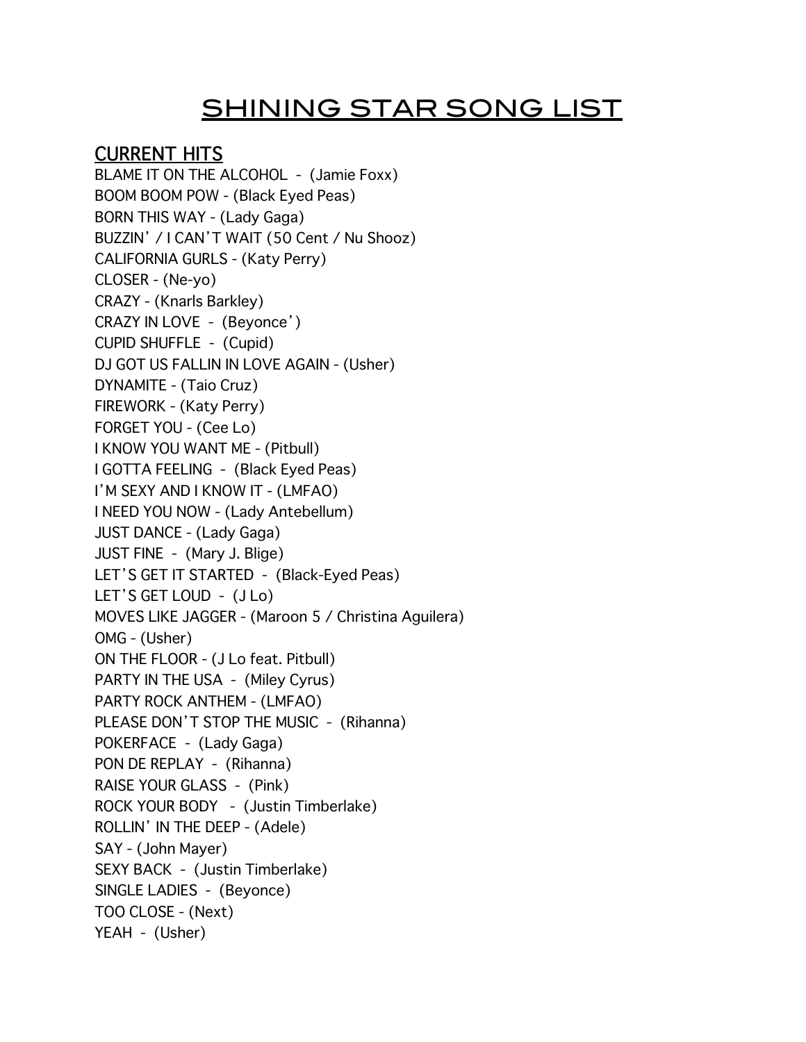# SHINING STAR SONG LIST

## CURRENT HITS

BLAME IT ON THE ALCOHOL - (Jamie Foxx)
BOOM BOOM POW - (Black Eyed Peas)
BORN THIS WAY - (Lady Gaga)
BUZZIN' / I CAN'T WAIT (50 Cent / Nu Shooz)
CALIFORNIA GURLS - (Katy Perry)
CLOSER - (Ne-yo)
CRAZY - (Knarls Barkley)
CRAZY IN LOVE - (Beyonce')
CUPID SHUFFLE - (Cupid)
DJ GOT US FALLIN IN LOVE AGAIN - (Usher)
DYNAMITE - (Taio Cruz)
FIREWORK - (Katy Perry)
FORGET YOU - (Cee Lo)
I KNOW YOU WANT ME - (Pitbull)
I GOTTA FEELING - (Black Eyed Peas)
I'M SEXY AND I KNOW IT - (LMFAO)
I NEED YOU NOW - (Lady Antebellum)
JUST DANCE - (Lady Gaga)
JUST FINE - (Mary J. Blige)
LET'S GET IT STARTED - (Black-Eyed Peas)
LET'S GET LOUD - (J Lo)
MOVES LIKE JAGGER - (Maroon 5 / Christina Aguilera)
OMG - (Usher)
ON THE FLOOR - (J Lo feat. Pitbull)
PARTY IN THE USA - (Miley Cyrus)
PARTY ROCK ANTHEM - (LMFAO)
PLEASE DON'T STOP THE MUSIC - (Rihanna)
POKERFACE - (Lady Gaga)
PON DE REPLAY - (Rihanna)
RAISE YOUR GLASS - (Pink)
ROCK YOUR BODY - (Justin Timberlake)
ROLLIN' IN THE DEEP - (Adele)
SAY - (John Mayer)
SEXY BACK - (Justin Timberlake)
SINGLE LADIES - (Beyonce)
TOO CLOSE - (Next)
YEAH - (Usher)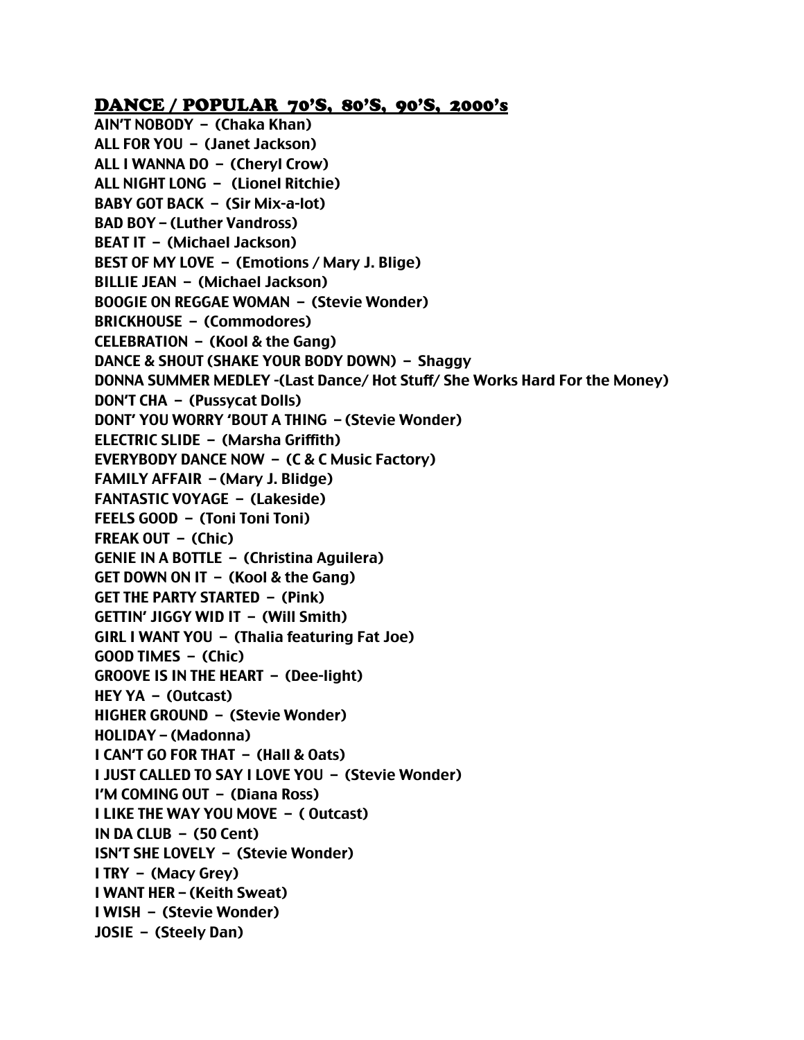## DANCE / POPULAR 70'S, 80'S, 90'S, 2000's

AIN'T NOBODY – (Chaka Khan)
ALL FOR YOU – (Janet Jackson)
ALL I WANNA DO – (Cheryl Crow)
ALL NIGHT LONG – (Lionel Ritchie)
BABY GOT BACK – (Sir Mix-a-lot)
BAD BOY – (Luther Vandross)
BEAT IT – (Michael Jackson)
BEST OF MY LOVE – (Emotions / Mary J. Blige)
BILLIE JEAN – (Michael Jackson)
BOOGIE ON REGGAE WOMAN – (Stevie Wonder)
BRICKHOUSE – (Commodores)
CELEBRATION – (Kool & the Gang)
DANCE & SHOUT (SHAKE YOUR BODY DOWN) – Shaggy
DONNA SUMMER MEDLEY -(Last Dance/ Hot Stuff/ She Works Hard For the Money)
DON'T CHA – (Pussycat Dolls)
DONT' YOU WORRY 'BOUT A THING – (Stevie Wonder)
ELECTRIC SLIDE – (Marsha Griffith)
EVERYBODY DANCE NOW – (C & C Music Factory)
FAMILY AFFAIR – (Mary J. Blidge)
FANTASTIC VOYAGE – (Lakeside)
FEELS GOOD – (Toni Toni Toni)
FREAK OUT – (Chic)
GENIE IN A BOTTLE – (Christina Aguilera)
GET DOWN ON IT – (Kool & the Gang)
GET THE PARTY STARTED – (Pink)
GETTIN' JIGGY WID IT – (Will Smith)
GIRL I WANT YOU – (Thalia featuring Fat Joe)
GOOD TIMES – (Chic)
GROOVE IS IN THE HEART – (Dee-light)
HEY YA – (Outcast)
HIGHER GROUND – (Stevie Wonder)
HOLIDAY – (Madonna)
I CAN'T GO FOR THAT – (Hall & Oats)
I JUST CALLED TO SAY I LOVE YOU – (Stevie Wonder)
I'M COMING OUT – (Diana Ross)
I LIKE THE WAY YOU MOVE – ( Outcast)
IN DA CLUB – (50 Cent)
ISN'T SHE LOVELY – (Stevie Wonder)
I TRY – (Macy Grey)
I WANT HER – (Keith Sweat)
I WISH – (Stevie Wonder)
JOSIE – (Steely Dan)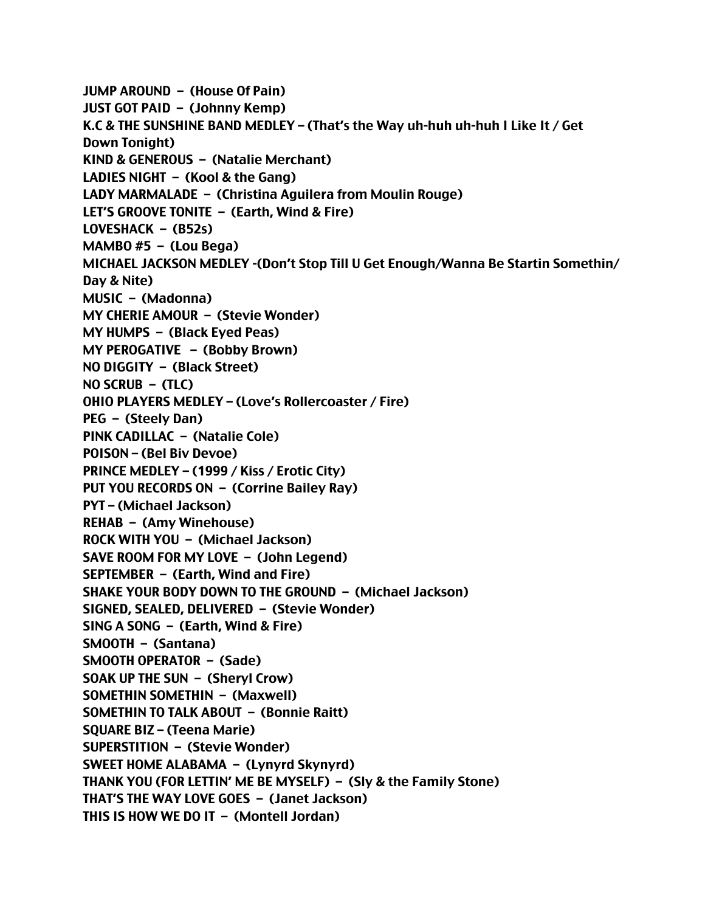**JUMP AROUND – (House Of Pain)**
**JUST GOT PAID – (Johnny Kemp)**
**K.C & THE SUNSHINE BAND MEDLEY – (That's the Way uh-huh uh-huh I Like It / Get Down Tonight)**
**KIND & GENEROUS – (Natalie Merchant)**
**LADIES NIGHT – (Kool & the Gang)**
**LADY MARMALADE – (Christina Aguilera from Moulin Rouge)**
**LET'S GROOVE TONITE – (Earth, Wind & Fire)**
**LOVESHACK – (B52s)**
**MAMBO #5 – (Lou Bega)**
**MICHAEL JACKSON MEDLEY -(Don't Stop Till U Get Enough/Wanna Be Startin Somethin/ Day & Nite)**
**MUSIC – (Madonna)**
**MY CHERIE AMOUR – (Stevie Wonder)**
**MY HUMPS – (Black Eyed Peas)**
**MY PEROGATIVE – (Bobby Brown)**
**NO DIGGITY – (Black Street)**
**NO SCRUB – (TLC)**
**OHIO PLAYERS MEDLEY – (Love's Rollercoaster / Fire)**
**PEG – (Steely Dan)**
**PINK CADILLAC – (Natalie Cole)**
**POISON – (Bel Biv Devoe)**
**PRINCE MEDLEY – (1999 / Kiss / Erotic City)**
**PUT YOU RECORDS ON – (Corrine Bailey Ray)**
**PYT – (Michael Jackson)**
**REHAB – (Amy Winehouse)**
**ROCK WITH YOU – (Michael Jackson)**
**SAVE ROOM FOR MY LOVE – (John Legend)**
**SEPTEMBER – (Earth, Wind and Fire)**
**SHAKE YOUR BODY DOWN TO THE GROUND – (Michael Jackson)**
**SIGNED, SEALED, DELIVERED – (Stevie Wonder)**
**SING A SONG – (Earth, Wind & Fire)**
**SMOOTH – (Santana)**
**SMOOTH OPERATOR – (Sade)**
**SOAK UP THE SUN – (Sheryl Crow)**
**SOMETHIN SOMETHIN – (Maxwell)**
**SOMETHIN TO TALK ABOUT – (Bonnie Raitt)**
**SQUARE BIZ – (Teena Marie)**
**SUPERSTITION – (Stevie Wonder)**
**SWEET HOME ALABAMA – (Lynyrd Skynyrd)**
**THANK YOU (FOR LETTIN' ME BE MYSELF) – (Sly & the Family Stone)**
**THAT'S THE WAY LOVE GOES – (Janet Jackson)**
**THIS IS HOW WE DO IT – (Montell Jordan)**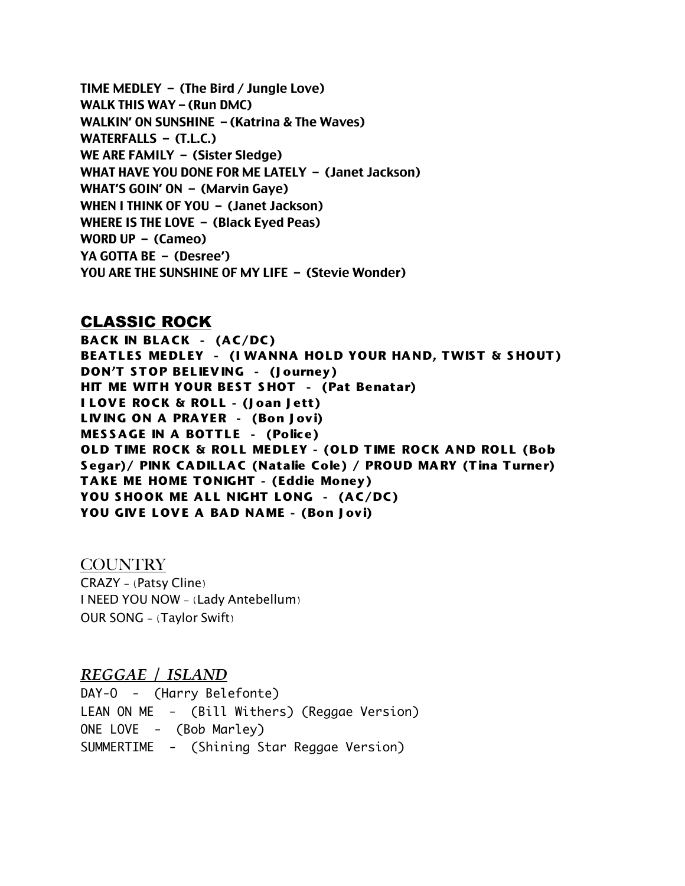**TIME MEDLEY – (The Bird / Jungle Love)**
**WALK THIS WAY – (Run DMC)**
**WALKIN' ON SUNSHINE – (Katrina & The Waves)**
**WATERFALLS – (T.L.C.)**
**WE ARE FAMILY – (Sister Sledge)**
**WHAT HAVE YOU DONE FOR ME LATELY – (Janet Jackson)**
**WHAT'S GOIN' ON – (Marvin Gaye)**
**WHEN I THINK OF YOU – (Janet Jackson)**
**WHERE IS THE LOVE – (Black Eyed Peas)**
**WORD UP – (Cameo)**
**YA GOTTA BE – (Desree')**
**YOU ARE THE SUNSHINE OF MY LIFE – (Stevie Wonder)**

## CLASSIC ROCK

**BACK IN BLACK - (AC/DC)**
**BEATLES MEDLEY - (I WANNA HOLD YOUR HAND, TWIST & SHOUT)**
**DON'T STOP BELIEVING - (Journey)**
**HIT ME WITH YOUR BEST SHOT - (Pat Benatar)**
**I LOVE ROCK & ROLL - (Joan Jett)**
**LIVING ON A PRAYER - (Bon Jovi)**
**MESSAGE IN A BOTTLE - (Police)**
**OLD TIME ROCK & ROLL MEDLEY - (OLD TIME ROCK AND ROLL (Bob Segar)/ PINK CADILLAC (Natalie Cole) / PROUD MARY (Tina Turner)**
**TAKE ME HOME TONIGHT - (Eddie Money)**
**YOU SHOOK ME ALL NIGHT LONG - (AC/DC)**
**YOU GIVE LOVE A BAD NAME - (Bon Jovi)**

## COUNTRY

CRAZY – (Patsy Cline)
I NEED YOU NOW – (Lady Antebellum)
OUR SONG – (Taylor Swift)

## *REGGAE / ISLAND*

DAY-O - (Harry Belefonte)
LEAN ON ME - (Bill Withers) (Reggae Version)
ONE LOVE - (Bob Marley)
SUMMERTIME - (Shining Star Reggae Version)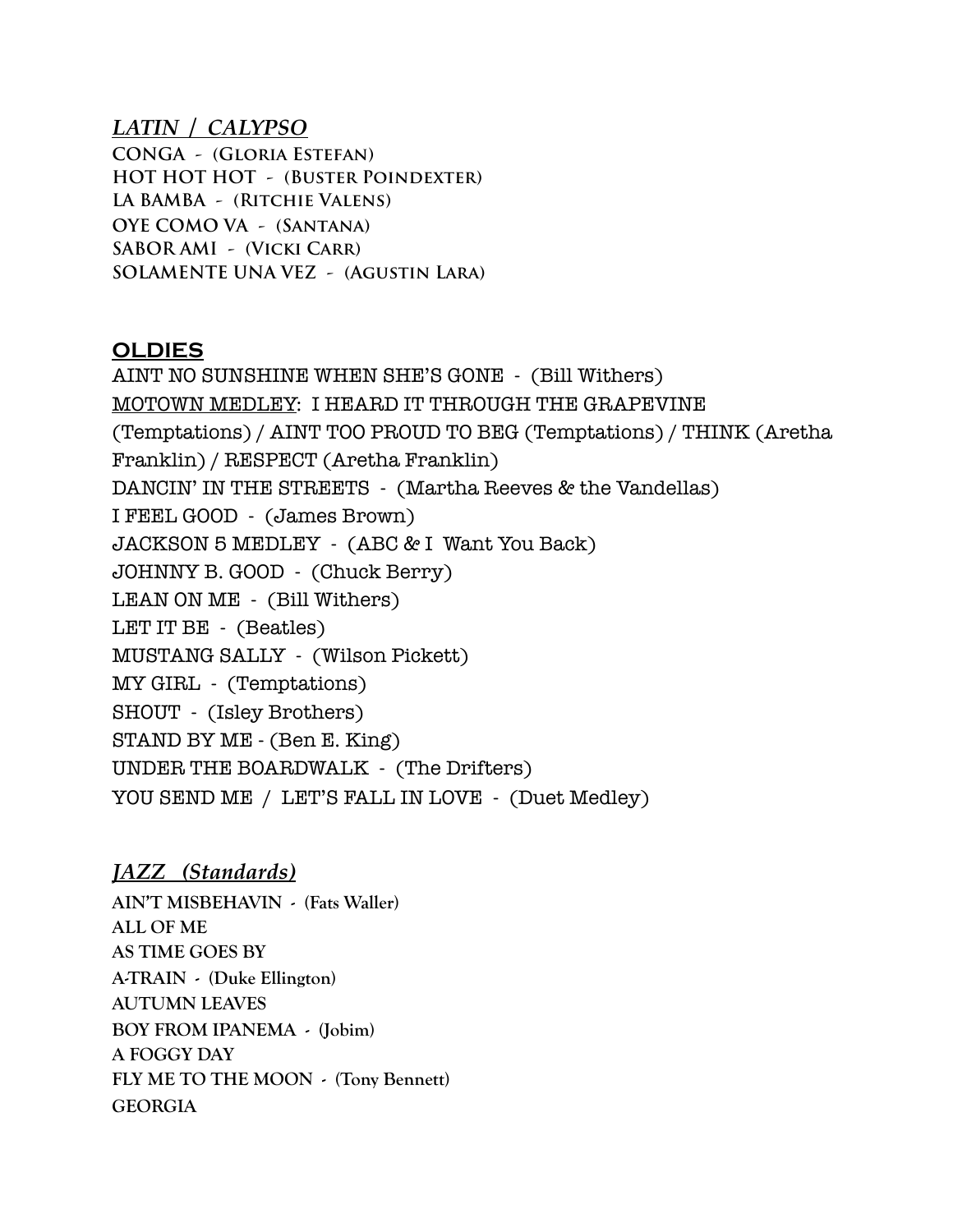## ***LATIN / CALYPSO***

**CONGA - (Gloria Estefan)**
**HOT HOT HOT - (Buster Poindexter)**
**LA BAMBA - (Ritchie Valens)**
**OYE COMO VA - (Santana)**
**SABOR AMI - (Vicki Carr)**
**SOLAMENTE UNA VEZ - (Agustin Lara)**

## **OLDIES**

AINT NO SUNSHINE WHEN SHE'S GONE - (Bill Withers)
MOTOWN MEDLEY: I HEARD IT THROUGH THE GRAPEVINE (Temptations) / AINT TOO PROUD TO BEG (Temptations) / THINK (Aretha Franklin) / RESPECT (Aretha Franklin)
DANCIN' IN THE STREETS - (Martha Reeves & the Vandellas)
I FEEL GOOD - (James Brown)
JACKSON 5 MEDLEY - (ABC & I Want You Back)
JOHNNY B. GOOD - (Chuck Berry)
LEAN ON ME - (Bill Withers)
LET IT BE - (Beatles)
MUSTANG SALLY - (Wilson Pickett)
MY GIRL - (Temptations)
SHOUT - (Isley Brothers)
STAND BY ME - (Ben E. King)
UNDER THE BOARDWALK - (The Drifters)
YOU SEND ME / LET'S FALL IN LOVE - (Duet Medley)

## ***JAZZ (Standards)***

**AIN'T MISBEHAVIN - (Fats Waller)**
**ALL OF ME**
**AS TIME GOES BY**
**A-TRAIN - (Duke Ellington)**
**AUTUMN LEAVES**
**BOY FROM IPANEMA - (Jobim)**
**A FOGGY DAY**
**FLY ME TO THE MOON - (Tony Bennett)**
**GEORGIA**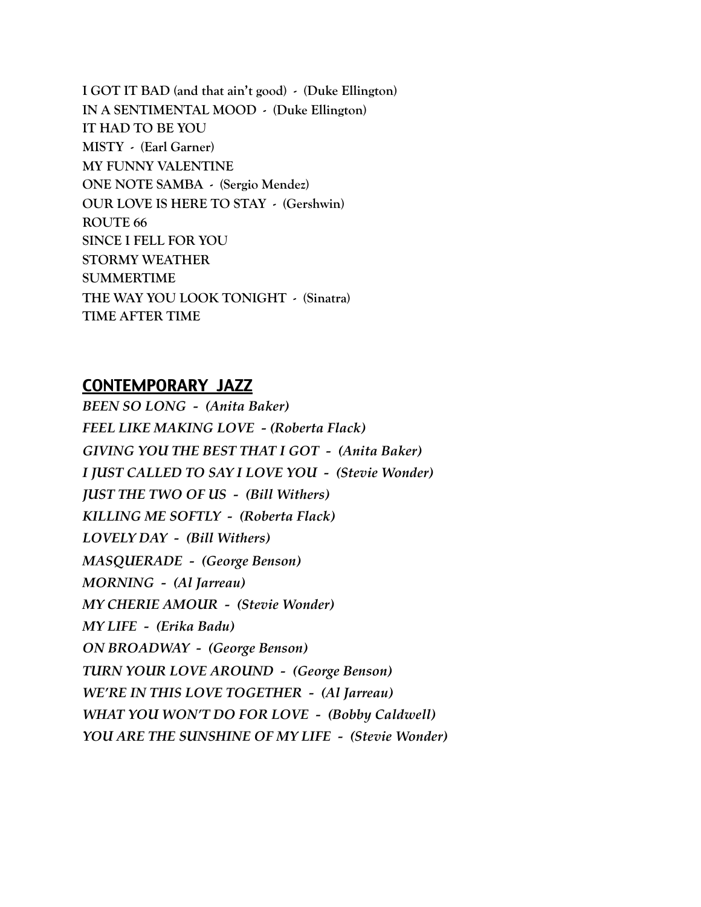**I GOT IT BAD (and that ain't good) - (Duke Ellington)**
**IN A SENTIMENTAL MOOD - (Duke Ellington)**
**IT HAD TO BE YOU**
**MISTY - (Earl Garner)**
**MY FUNNY VALENTINE**
**ONE NOTE SAMBA - (Sergio Mendez)**
**OUR LOVE IS HERE TO STAY - (Gershwin)**
**ROUTE 66**
**SINCE I FELL FOR YOU**
**STORMY WEATHER**
**SUMMERTIME**
**THE WAY YOU LOOK TONIGHT - (Sinatra)**
**TIME AFTER TIME**

## CONTEMPORARY JAZZ

***BEEN SO LONG - (Anita Baker)***
***FEEL LIKE MAKING LOVE - (Roberta Flack)***
***GIVING YOU THE BEST THAT I GOT - (Anita Baker)***
***I JUST CALLED TO SAY I LOVE YOU - (Stevie Wonder)***
***JUST THE TWO OF US - (Bill Withers)***
***KILLING ME SOFTLY - (Roberta Flack)***
***LOVELY DAY - (Bill Withers)***
***MASQUERADE - (George Benson)***
***MORNING - (Al Jarreau)***
***MY CHERIE AMOUR - (Stevie Wonder)***
***MY LIFE - (Erika Badu)***
***ON BROADWAY - (George Benson)***
***TURN YOUR LOVE AROUND - (George Benson)***
***WE'RE IN THIS LOVE TOGETHER - (Al Jarreau)***
***WHAT YOU WON'T DO FOR LOVE - (Bobby Caldwell)***
***YOU ARE THE SUNSHINE OF MY LIFE - (Stevie Wonder)***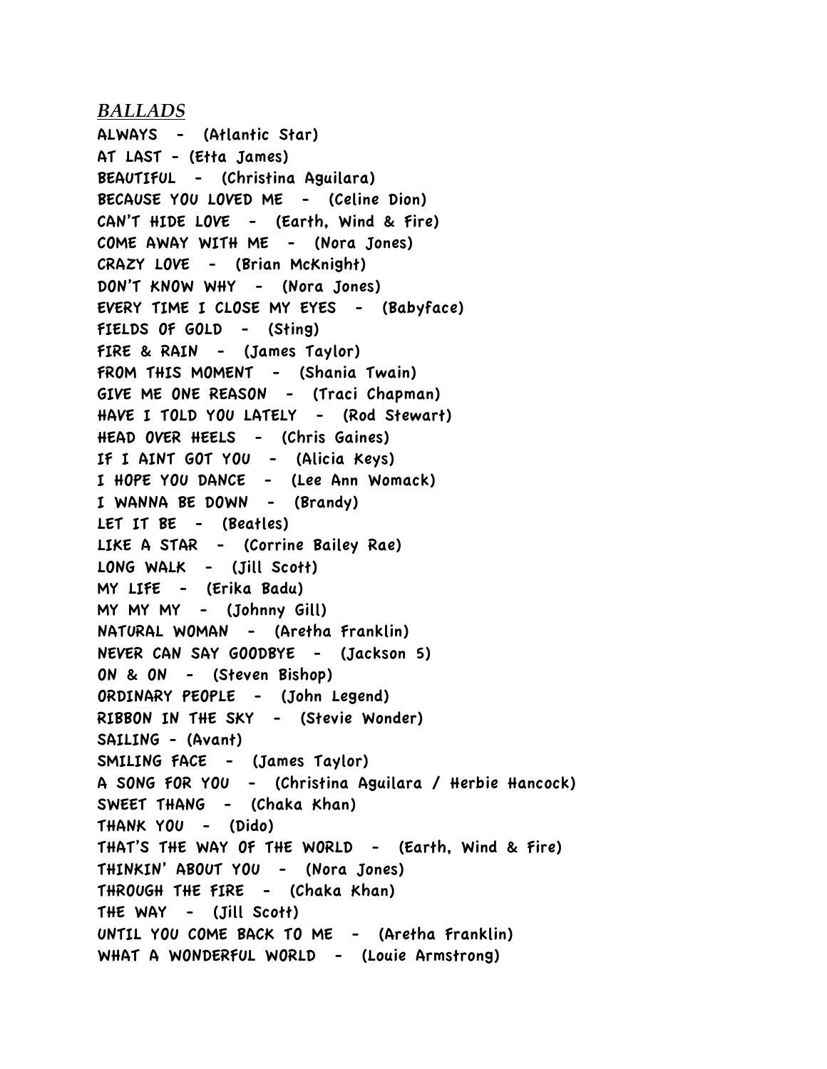## *BALLADS*

ALWAYS - (Atlantic Star)
AT LAST - (Etta James)
BEAUTIFUL - (Christina Aguilara)
BECAUSE YOU LOVED ME - (Celine Dion)
CAN'T HIDE LOVE - (Earth, Wind & Fire)
COME AWAY WITH ME - (Nora Jones)
CRAZY LOVE - (Brian McKnight)
DON'T KNOW WHY - (Nora Jones)
EVERY TIME I CLOSE MY EYES - (Babyface)
FIELDS OF GOLD - (Sting)
FIRE & RAIN - (James Taylor)
FROM THIS MOMENT - (Shania Twain)
GIVE ME ONE REASON - (Traci Chapman)
HAVE I TOLD YOU LATELY - (Rod Stewart)
HEAD OVER HEELS - (Chris Gaines)
IF I AINT GOT YOU - (Alicia Keys)
I HOPE YOU DANCE - (Lee Ann Womack)
I WANNA BE DOWN - (Brandy)
LET IT BE - (Beatles)
LIKE A STAR - (Corrine Bailey Rae)
LONG WALK - (Jill Scott)
MY LIFE - (Erika Badu)
MY MY MY - (Johnny Gill)
NATURAL WOMAN - (Aretha Franklin)
NEVER CAN SAY GOODBYE - (Jackson 5)
ON & ON - (Steven Bishop)
ORDINARY PEOPLE - (John Legend)
RIBBON IN THE SKY - (Stevie Wonder)
SAILING - (Avant)
SMILING FACE - (James Taylor)
A SONG FOR YOU - (Christina Aguilara / Herbie Hancock)
SWEET THANG - (Chaka Khan)
THANK YOU - (Dido)
THAT'S THE WAY OF THE WORLD - (Earth, Wind & Fire)
THINKIN' ABOUT YOU - (Nora Jones)
THROUGH THE FIRE - (Chaka Khan)
THE WAY - (Jill Scott)
UNTIL YOU COME BACK TO ME - (Aretha Franklin)
WHAT A WONDERFUL WORLD - (Louie Armstrong)